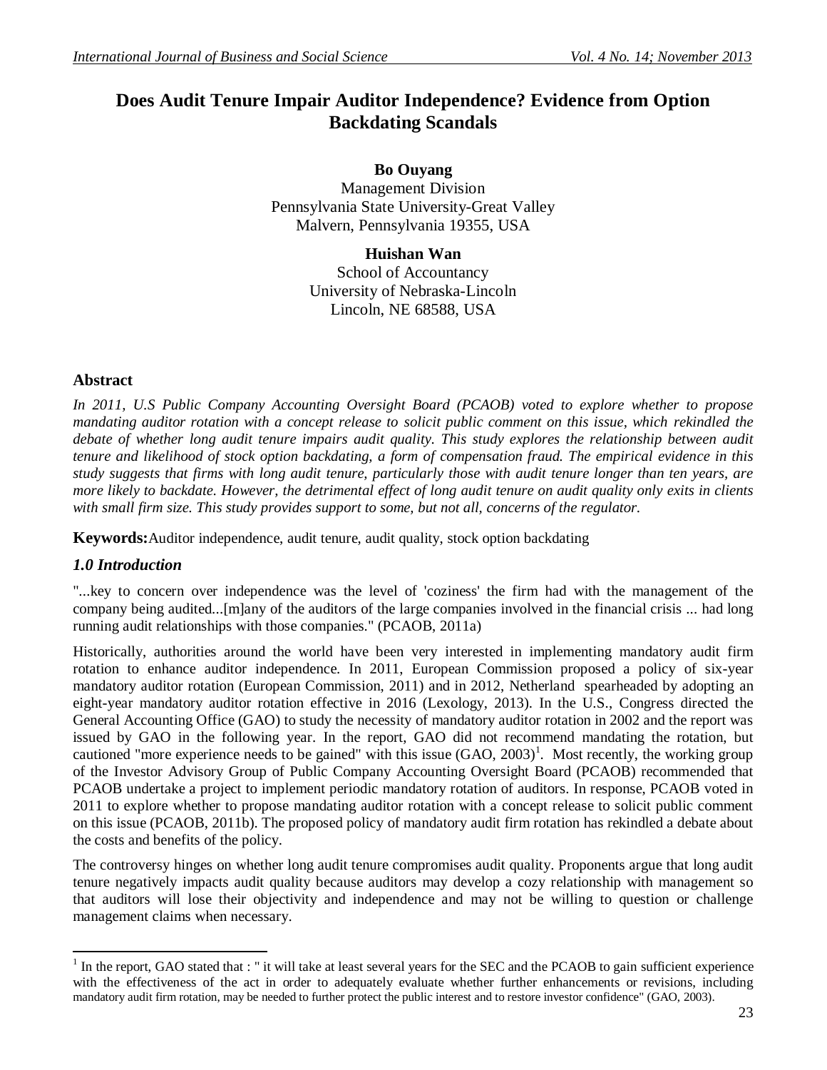# Does Audit Tenure Impair Auditor Independence? Evidence from Option Backdating Scandals

**Bo Ouyang**
Management Division
Pennsylvania State University-Great Valley
Malvern, Pennsylvania 19355, USA

**Huishan Wan**
School of Accountancy
University of Nebraska-Lincoln
Lincoln, NE 68588, USA

## Abstract

*In 2011, U.S Public Company Accounting Oversight Board (PCAOB) voted to explore whether to propose mandating auditor rotation with a concept release to solicit public comment on this issue, which rekindled the debate of whether long audit tenure impairs audit quality. This study explores the relationship between audit tenure and likelihood of stock option backdating, a form of compensation fraud. The empirical evidence in this study suggests that firms with long audit tenure, particularly those with audit tenure longer than ten years, are more likely to backdate. However, the detrimental effect of long audit tenure on audit quality only exits in clients with small firm size. This study provides support to some, but not all, concerns of the regulator.*

**Keywords:** Auditor independence, audit tenure, audit quality, stock option backdating

## *1.0 Introduction*

"...key to concern over independence was the level of 'coziness' the firm had with the management of the company being audited...[m]any of the auditors of the large companies involved in the financial crisis ... had long running audit relationships with those companies." (PCAOB, 2011a)

Historically, authorities around the world have been very interested in implementing mandatory audit firm rotation to enhance auditor independence. In 2011, European Commission proposed a policy of six-year mandatory auditor rotation (European Commission, 2011) and in 2012, Netherland spearheaded by adopting an eight-year mandatory auditor rotation effective in 2016 (Lexology, 2013). In the U.S., Congress directed the General Accounting Office (GAO) to study the necessity of mandatory auditor rotation in 2002 and the report was issued by GAO in the following year. In the report, GAO did not recommend mandating the rotation, but cautioned "more experience needs to be gained" with this issue (GAO, 2003)[1]. Most recently, the working group of the Investor Advisory Group of Public Company Accounting Oversight Board (PCAOB) recommended that PCAOB undertake a project to implement periodic mandatory rotation of auditors. In response, PCAOB voted in 2011 to explore whether to propose mandating auditor rotation with a concept release to solicit public comment on this issue (PCAOB, 2011b). The proposed policy of mandatory audit firm rotation has rekindled a debate about the costs and benefits of the policy.

The controversy hinges on whether long audit tenure compromises audit quality. Proponents argue that long audit tenure negatively impacts audit quality because auditors may develop a cozy relationship with management so that auditors will lose their objectivity and independence and may not be willing to question or challenge management claims when necessary.

[1] In the report, GAO stated that : " it will take at least several years for the SEC and the PCAOB to gain sufficient experience with the effectiveness of the act in order to adequately evaluate whether further enhancements or revisions, including mandatory audit firm rotation, may be needed to further protect the public interest and to restore investor confidence" (GAO, 2003).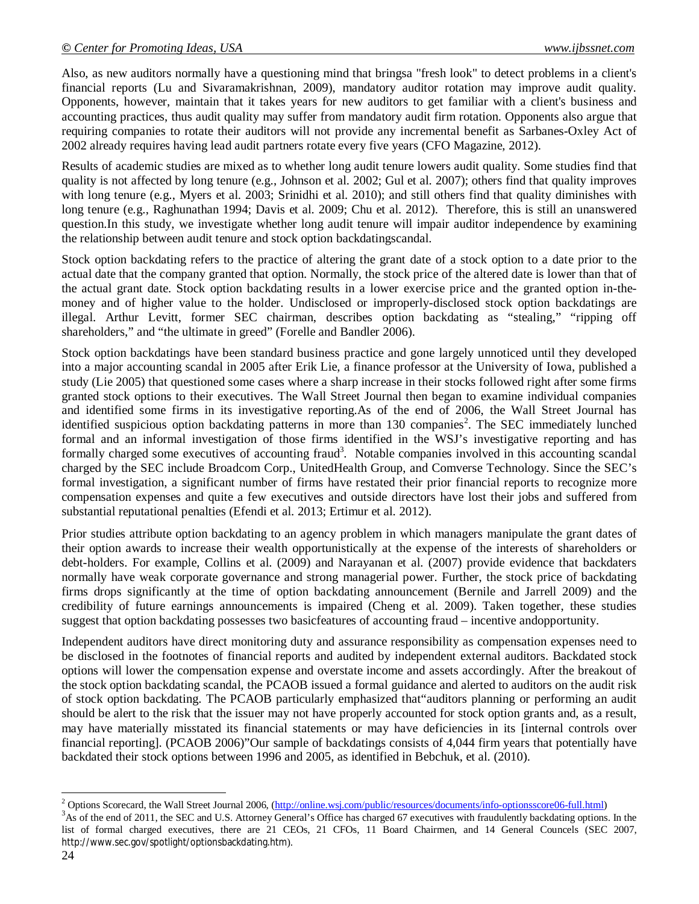Also, as new auditors normally have a questioning mind that bringsa "fresh look" to detect problems in a client's financial reports (Lu and Sivaramakrishnan, 2009), mandatory auditor rotation may improve audit quality. Opponents, however, maintain that it takes years for new auditors to get familiar with a client's business and accounting practices, thus audit quality may suffer from mandatory audit firm rotation. Opponents also argue that requiring companies to rotate their auditors will not provide any incremental benefit as Sarbanes-Oxley Act of 2002 already requires having lead audit partners rotate every five years (CFO Magazine, 2012).

Results of academic studies are mixed as to whether long audit tenure lowers audit quality. Some studies find that quality is not affected by long tenure (e.g., Johnson et al. 2002; Gul et al. 2007); others find that quality improves with long tenure (e.g., Myers et al. 2003; Srinidhi et al. 2010); and still others find that quality diminishes with long tenure (e.g., Raghunathan 1994; Davis et al. 2009; Chu et al. 2012). Therefore, this is still an unanswered question.In this study, we investigate whether long audit tenure will impair auditor independence by examining the relationship between audit tenure and stock option backdatingscandal.

Stock option backdating refers to the practice of altering the grant date of a stock option to a date prior to the actual date that the company granted that option. Normally, the stock price of the altered date is lower than that of the actual grant date. Stock option backdating results in a lower exercise price and the granted option in-the-money and of higher value to the holder. Undisclosed or improperly-disclosed stock option backdatings are illegal. Arthur Levitt, former SEC chairman, describes option backdating as "stealing," "ripping off shareholders," and "the ultimate in greed" (Forelle and Bandler 2006).

Stock option backdatings have been standard business practice and gone largely unnoticed until they developed into a major accounting scandal in 2005 after Erik Lie, a finance professor at the University of Iowa, published a study (Lie 2005) that questioned some cases where a sharp increase in their stocks followed right after some firms granted stock options to their executives. The Wall Street Journal then began to examine individual companies and identified some firms in its investigative reporting.As of the end of 2006, the Wall Street Journal has identified suspicious option backdating patterns in more than 130 companies[2]. The SEC immediately lunched formal and an informal investigation of those firms identified in the WSJ's investigative reporting and has formally charged some executives of accounting fraud[3]. Notable companies involved in this accounting scandal charged by the SEC include Broadcom Corp., UnitedHealth Group, and Comverse Technology. Since the SEC's formal investigation, a significant number of firms have restated their prior financial reports to recognize more compensation expenses and quite a few executives and outside directors have lost their jobs and suffered from substantial reputational penalties (Efendi et al. 2013; Ertimur et al. 2012).

Prior studies attribute option backdating to an agency problem in which managers manipulate the grant dates of their option awards to increase their wealth opportunistically at the expense of the interests of shareholders or debt-holders. For example, Collins et al. (2009) and Narayanan et al. (2007) provide evidence that backdaters normally have weak corporate governance and strong managerial power. Further, the stock price of backdating firms drops significantly at the time of option backdating announcement (Bernile and Jarrell 2009) and the credibility of future earnings announcements is impaired (Cheng et al. 2009). Taken together, these studies suggest that option backdating possesses two basicfeatures of accounting fraud – incentive andopportunity.

Independent auditors have direct monitoring duty and assurance responsibility as compensation expenses need to be disclosed in the footnotes of financial reports and audited by independent external auditors. Backdated stock options will lower the compensation expense and overstate income and assets accordingly. After the breakout of the stock option backdating scandal, the PCAOB issued a formal guidance and alerted to auditors on the audit risk of stock option backdating. The PCAOB particularly emphasized that"auditors planning or performing an audit should be alert to the risk that the issuer may not have properly accounted for stock option grants and, as a result, may have materially misstated its financial statements or may have deficiencies in its [internal controls over financial reporting]. (PCAOB 2006)"Our sample of backdatings consists of 4,044 firm years that potentially have backdated their stock options between 1996 and 2005, as identified in Bebchuk, et al. (2010).

---

[2] Options Scorecard, the Wall Street Journal 2006, (http://online.wsj.com/public/resources/documents/info-optionsscore06-full.html)

[3] As of the end of 2011, the SEC and U.S. Attorney General's Office has charged 67 executives with fraudulently backdating options. In the list of formal charged executives, there are 21 CEOs, 21 CFOs, 11 Board Chairmen, and 14 General Councels (SEC 2007, http://www.sec.gov/spotlight/optionsbackdating.htm).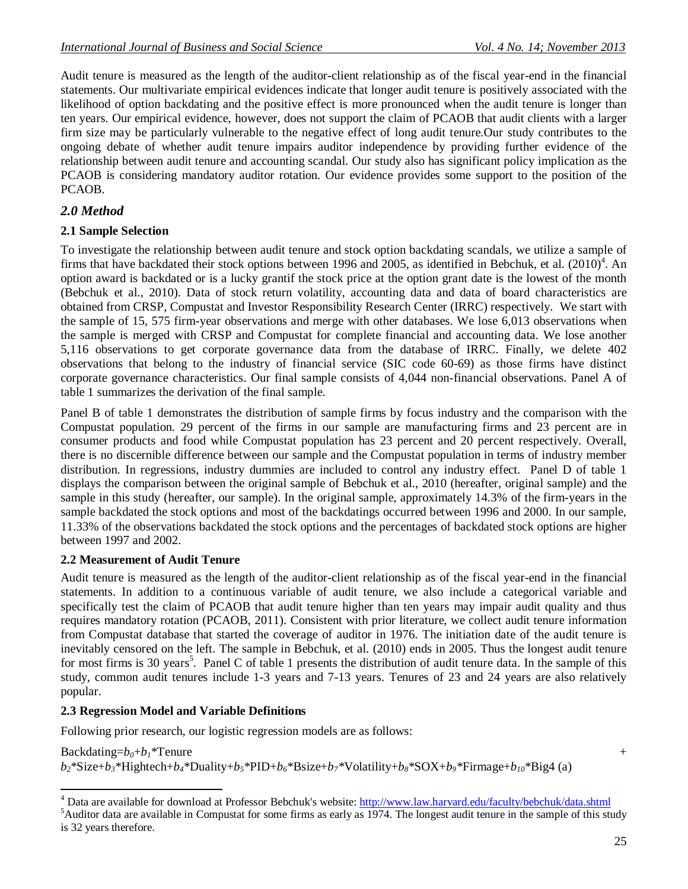Audit tenure is measured as the length of the auditor-client relationship as of the fiscal year-end in the financial statements. Our multivariate empirical evidences indicate that longer audit tenure is positively associated with the likelihood of option backdating and the positive effect is more pronounced when the audit tenure is longer than ten years. Our empirical evidence, however, does not support the claim of PCAOB that audit clients with a larger firm size may be particularly vulnerable to the negative effect of long audit tenure.Our study contributes to the ongoing debate of whether audit tenure impairs auditor independence by providing further evidence of the relationship between audit tenure and accounting scandal. Our study also has significant policy implication as the PCAOB is considering mandatory auditor rotation. Our evidence provides some support to the position of the PCAOB.

## *2.0 Method*

### 2.1 Sample Selection

To investigate the relationship between audit tenure and stock option backdating scandals, we utilize a sample of firms that have backdated their stock options between 1996 and 2005, as identified in Bebchuk, et al. (2010)[4]. An option award is backdated or is a lucky grantif the stock price at the option grant date is the lowest of the month (Bebchuk et al., 2010). Data of stock return volatility, accounting data and data of board characteristics are obtained from CRSP, Compustat and Investor Responsibility Research Center (IRRC) respectively. We start with the sample of 15, 575 firm-year observations and merge with other databases. We lose 6,013 observations when the sample is merged with CRSP and Compustat for complete financial and accounting data. We lose another 5,116 observations to get corporate governance data from the database of IRRC. Finally, we delete 402 observations that belong to the industry of financial service (SIC code 60-69) as those firms have distinct corporate governance characteristics. Our final sample consists of 4,044 non-financial observations. Panel A of table 1 summarizes the derivation of the final sample.

Panel B of table 1 demonstrates the distribution of sample firms by focus industry and the comparison with the Compustat population. 29 percent of the firms in our sample are manufacturing firms and 23 percent are in consumer products and food while Compustat population has 23 percent and 20 percent respectively. Overall, there is no discernible difference between our sample and the Compustat population in terms of industry member distribution. In regressions, industry dummies are included to control any industry effect. Panel D of table 1 displays the comparison between the original sample of Bebchuk et al., 2010 (hereafter, original sample) and the sample in this study (hereafter, our sample). In the original sample, approximately 14.3% of the firm-years in the sample backdated the stock options and most of the backdatings occurred between 1996 and 2000. In our sample, 11.33% of the observations backdated the stock options and the percentages of backdated stock options are higher between 1997 and 2002.

### 2.2 Measurement of Audit Tenure

Audit tenure is measured as the length of the auditor-client relationship as of the fiscal year-end in the financial statements. In addition to a continuous variable of audit tenure, we also include a categorical variable and specifically test the claim of PCAOB that audit tenure higher than ten years may impair audit quality and thus requires mandatory rotation (PCAOB, 2011). Consistent with prior literature, we collect audit tenure information from Compustat database that started the coverage of auditor in 1976. The initiation date of the audit tenure is inevitably censored on the left. The sample in Bebchuk, et al. (2010) ends in 2005. Thus the longest audit tenure for most firms is 30 years[5]. Panel C of table 1 presents the distribution of audit tenure data. In the sample of this study, common audit tenures include 1-3 years and 7-13 years. Tenures of 23 and 24 years are also relatively popular.

### 2.3 Regression Model and Variable Definitions

Following prior research, our logistic regression models are as follows:

$$\text{Backdating}=b_0+b_1\text{*Tenure}+b_2\text{*Size}+b_3\text{*Hightech}+b_4\text{*Duality}+b_5\text{*PID}+b_6\text{*Bsize}+b_7\text{*Volatility}+b_8\text{*SOX}+b_9\text{*Firmage}+b_{10}\text{*Big4} \quad (a)$$

---

[4] Data are available for download at Professor Bebchuk's website: http://www.law.harvard.edu/faculty/bebchuk/data.shtml

[5] Auditor data are available in Compustat for some firms as early as 1974. The longest audit tenure in the sample of this study is 32 years therefore.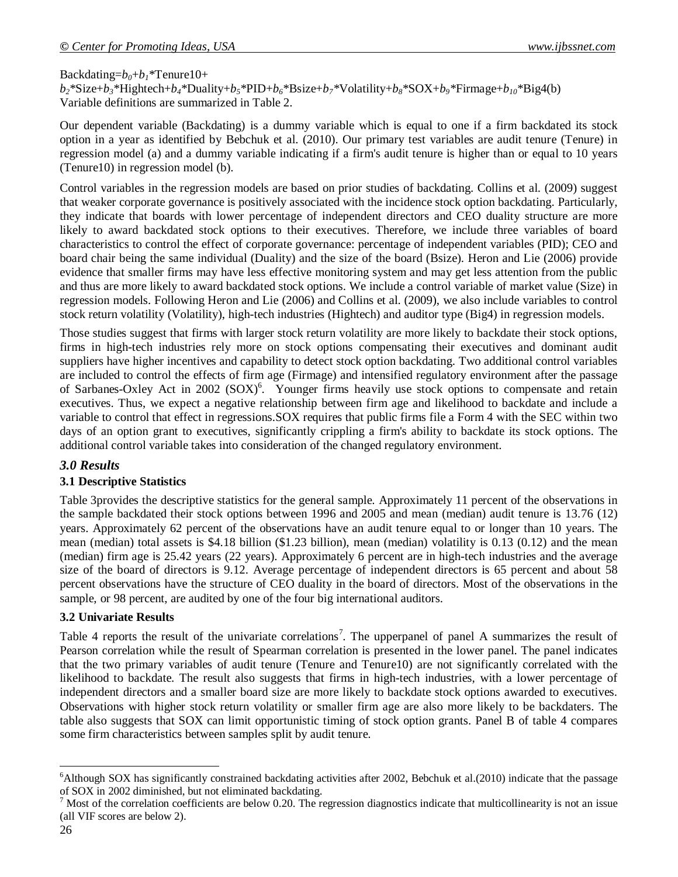Backdating= $b_0$ + $b_1$ *Tenure10+
$b_2$ *Size+ $b_3$ *Hightech+ $b_4$ *Duality+ $b_5$ *PID+ $b_6$ *Bsize+ $b_7$ *Volatility+ $b_8$ *SOX+ $b_9$ *Firmage+ $b_{10}$ *Big4(b)
Variable definitions are summarized in Table 2.

Our dependent variable (Backdating) is a dummy variable which is equal to one if a firm backdated its stock option in a year as identified by Bebchuk et al. (2010). Our primary test variables are audit tenure (Tenure) in regression model (a) and a dummy variable indicating if a firm's audit tenure is higher than or equal to 10 years (Tenure10) in regression model (b).

Control variables in the regression models are based on prior studies of backdating. Collins et al. (2009) suggest that weaker corporate governance is positively associated with the incidence stock option backdating. Particularly, they indicate that boards with lower percentage of independent directors and CEO duality structure are more likely to award backdated stock options to their executives. Therefore, we include three variables of board characteristics to control the effect of corporate governance: percentage of independent variables (PID); CEO and board chair being the same individual (Duality) and the size of the board (Bsize). Heron and Lie (2006) provide evidence that smaller firms may have less effective monitoring system and may get less attention from the public and thus are more likely to award backdated stock options. We include a control variable of market value (Size) in regression models. Following Heron and Lie (2006) and Collins et al. (2009), we also include variables to control stock return volatility (Volatility), high-tech industries (Hightech) and auditor type (Big4) in regression models.

Those studies suggest that firms with larger stock return volatility are more likely to backdate their stock options, firms in high-tech industries rely more on stock options compensating their executives and dominant audit suppliers have higher incentives and capability to detect stock option backdating. Two additional control variables are included to control the effects of firm age (Firmage) and intensified regulatory environment after the passage of Sarbanes-Oxley Act in 2002 (SOX)[6]. Younger firms heavily use stock options to compensate and retain executives. Thus, we expect a negative relationship between firm age and likelihood to backdate and include a variable to control that effect in regressions.SOX requires that public firms file a Form 4 with the SEC within two days of an option grant to executives, significantly crippling a firm's ability to backdate its stock options. The additional control variable takes into consideration of the changed regulatory environment.

## *3.0 Results*

### 3.1 Descriptive Statistics

Table 3provides the descriptive statistics for the general sample. Approximately 11 percent of the observations in the sample backdated their stock options between 1996 and 2005 and mean (median) audit tenure is 13.76 (12) years. Approximately 62 percent of the observations have an audit tenure equal to or longer than 10 years. The mean (median) total assets is $4.18 billion ($1.23 billion), mean (median) volatility is 0.13 (0.12) and the mean (median) firm age is 25.42 years (22 years). Approximately 6 percent are in high-tech industries and the average size of the board of directors is 9.12. Average percentage of independent directors is 65 percent and about 58 percent observations have the structure of CEO duality in the board of directors. Most of the observations in the sample, or 98 percent, are audited by one of the four big international auditors.

### 3.2 Univariate Results

Table 4 reports the result of the univariate correlations[7]. The upperpanel of panel A summarizes the result of Pearson correlation while the result of Spearman correlation is presented in the lower panel. The panel indicates that the two primary variables of audit tenure (Tenure and Tenure10) are not significantly correlated with the likelihood to backdate. The result also suggests that firms in high-tech industries, with a lower percentage of independent directors and a smaller board size are more likely to backdate stock options awarded to executives. Observations with higher stock return volatility or smaller firm age are also more likely to be backdaters. The table also suggests that SOX can limit opportunistic timing of stock option grants. Panel B of table 4 compares some firm characteristics between samples split by audit tenure.

---

[6]Although SOX has significantly constrained backdating activities after 2002, Bebchuk et al.(2010) indicate that the passage of SOX in 2002 diminished, but not eliminated backdating.

[7] Most of the correlation coefficients are below 0.20. The regression diagnostics indicate that multicollinearity is not an issue (all VIF scores are below 2).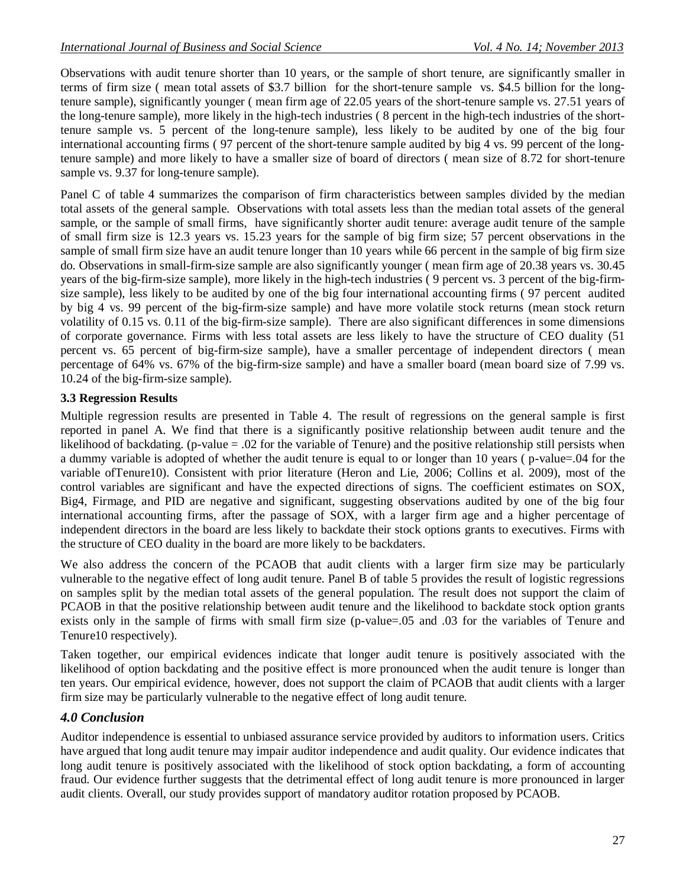Observations with audit tenure shorter than 10 years, or the sample of short tenure, are significantly smaller in terms of firm size ( mean total assets of $3.7 billion for the short-tenure sample vs. $4.5 billion for the long-tenure sample), significantly younger ( mean firm age of 22.05 years of the short-tenure sample vs. 27.51 years of the long-tenure sample), more likely in the high-tech industries ( 8 percent in the high-tech industries of the short-tenure sample vs. 5 percent of the long-tenure sample), less likely to be audited by one of the big four international accounting firms ( 97 percent of the short-tenure sample audited by big 4 vs. 99 percent of the long-tenure sample) and more likely to have a smaller size of board of directors ( mean size of 8.72 for short-tenure sample vs. 9.37 for long-tenure sample).

Panel C of table 4 summarizes the comparison of firm characteristics between samples divided by the median total assets of the general sample. Observations with total assets less than the median total assets of the general sample, or the sample of small firms, have significantly shorter audit tenure: average audit tenure of the sample of small firm size is 12.3 years vs. 15.23 years for the sample of big firm size; 57 percent observations in the sample of small firm size have an audit tenure longer than 10 years while 66 percent in the sample of big firm size do. Observations in small-firm-size sample are also significantly younger ( mean firm age of 20.38 years vs. 30.45 years of the big-firm-size sample), more likely in the high-tech industries ( 9 percent vs. 3 percent of the big-firm-size sample), less likely to be audited by one of the big four international accounting firms ( 97 percent audited by big 4 vs. 99 percent of the big-firm-size sample) and have more volatile stock returns (mean stock return volatility of 0.15 vs. 0.11 of the big-firm-size sample). There are also significant differences in some dimensions of corporate governance. Firms with less total assets are less likely to have the structure of CEO duality (51 percent vs. 65 percent of big-firm-size sample), have a smaller percentage of independent directors ( mean percentage of 64% vs. 67% of the big-firm-size sample) and have a smaller board (mean board size of 7.99 vs. 10.24 of the big-firm-size sample).

### 3.3 Regression Results

Multiple regression results are presented in Table 4. The result of regressions on the general sample is first reported in panel A. We find that there is a significantly positive relationship between audit tenure and the likelihood of backdating. (p-value = .02 for the variable of Tenure) and the positive relationship still persists when a dummy variable is adopted of whether the audit tenure is equal to or longer than 10 years ( p-value=.04 for the variable ofTenure10). Consistent with prior literature (Heron and Lie, 2006; Collins et al. 2009), most of the control variables are significant and have the expected directions of signs. The coefficient estimates on SOX, Big4, Firmage, and PID are negative and significant, suggesting observations audited by one of the big four international accounting firms, after the passage of SOX, with a larger firm age and a higher percentage of independent directors in the board are less likely to backdate their stock options grants to executives. Firms with the structure of CEO duality in the board are more likely to be backdaters.

We also address the concern of the PCAOB that audit clients with a larger firm size may be particularly vulnerable to the negative effect of long audit tenure. Panel B of table 5 provides the result of logistic regressions on samples split by the median total assets of the general population. The result does not support the claim of PCAOB in that the positive relationship between audit tenure and the likelihood to backdate stock option grants exists only in the sample of firms with small firm size (p-value=.05 and .03 for the variables of Tenure and Tenure10 respectively).

Taken together, our empirical evidences indicate that longer audit tenure is positively associated with the likelihood of option backdating and the positive effect is more pronounced when the audit tenure is longer than ten years. Our empirical evidence, however, does not support the claim of PCAOB that audit clients with a larger firm size may be particularly vulnerable to the negative effect of long audit tenure.

## *4.0 Conclusion*

Auditor independence is essential to unbiased assurance service provided by auditors to information users. Critics have argued that long audit tenure may impair auditor independence and audit quality. Our evidence indicates that long audit tenure is positively associated with the likelihood of stock option backdating, a form of accounting fraud. Our evidence further suggests that the detrimental effect of long audit tenure is more pronounced in larger audit clients. Overall, our study provides support of mandatory auditor rotation proposed by PCAOB.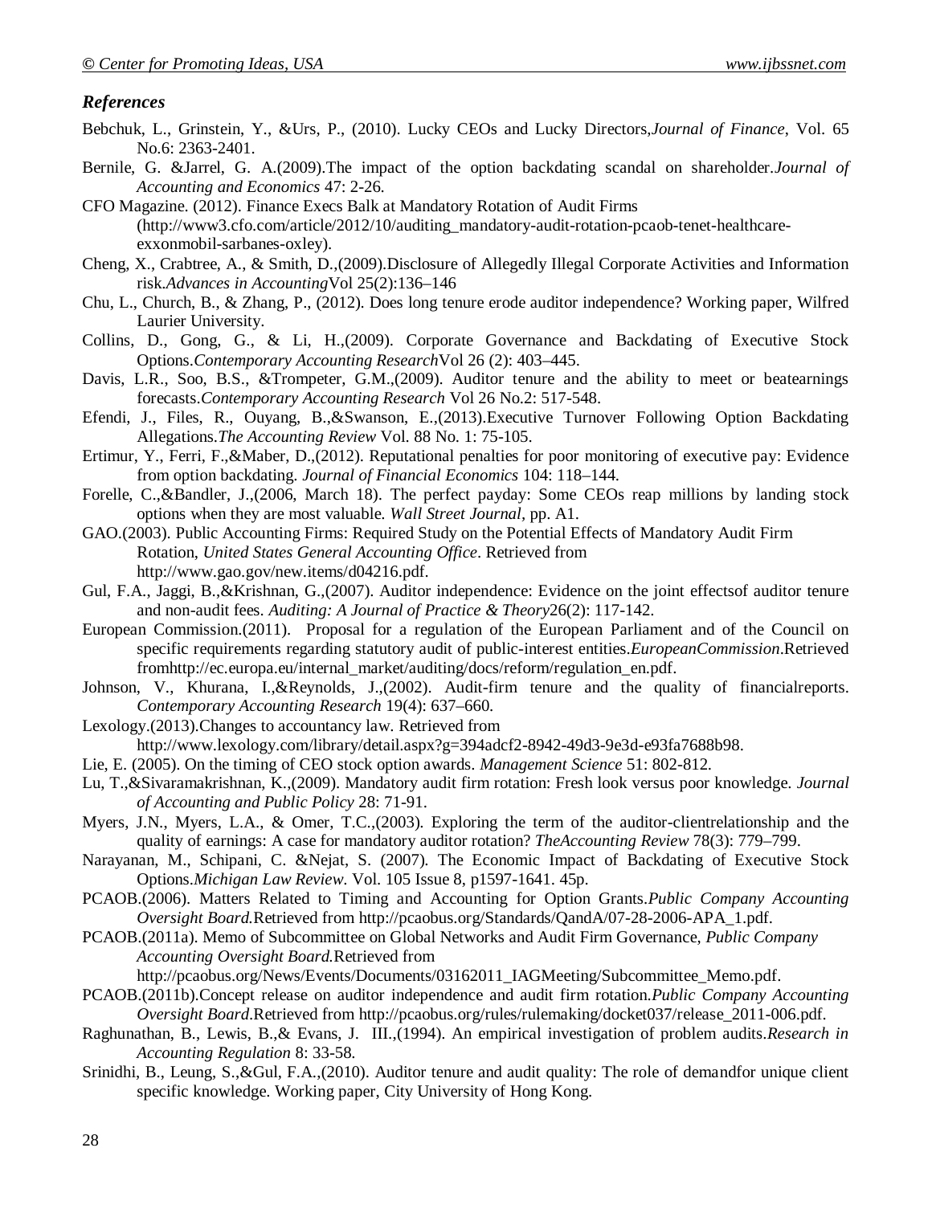### *References*

Bebchuk, L., Grinstein, Y., &Urs, P., (2010). Lucky CEOs and Lucky Directors,*Journal of Finance*, Vol. 65 No.6: 2363-2401.

Bernile, G. &Jarrel, G. A.(2009).The impact of the option backdating scandal on shareholder.*Journal of Accounting and Economics* 47: 2-26.

CFO Magazine. (2012). Finance Execs Balk at Mandatory Rotation of Audit Firms (http://www3.cfo.com/article/2012/10/auditing_mandatory-audit-rotation-pcaob-tenet-healthcare-exxonmobil-sarbanes-oxley).

Cheng, X., Crabtree, A., & Smith, D.,(2009).Disclosure of Allegedly Illegal Corporate Activities and Information risk.*Advances in Accounting*Vol 25(2):136–146

Chu, L., Church, B., & Zhang, P., (2012). Does long tenure erode auditor independence? Working paper, Wilfred Laurier University.

Collins, D., Gong, G., & Li, H.,(2009). Corporate Governance and Backdating of Executive Stock Options.*Contemporary Accounting Research*Vol 26 (2): 403–445.

Davis, L.R., Soo, B.S., &Trompeter, G.M.,(2009). Auditor tenure and the ability to meet or beatearnings forecasts.*Contemporary Accounting Research* Vol 26 No.2: 517-548.

Efendi, J., Files, R., Ouyang, B.,&Swanson, E.,(2013).Executive Turnover Following Option Backdating Allegations.*The Accounting Review* Vol. 88 No. 1: 75-105.

Ertimur, Y., Ferri, F.,&Maber, D.,(2012). Reputational penalties for poor monitoring of executive pay: Evidence from option backdating. *Journal of Financial Economics* 104: 118–144.

Forelle, C.,&Bandler, J.,(2006, March 18). The perfect payday: Some CEOs reap millions by landing stock options when they are most valuable. *Wall Street Journal*, pp. A1.

GAO.(2003). Public Accounting Firms: Required Study on the Potential Effects of Mandatory Audit Firm Rotation, *United States General Accounting Office*. Retrieved from http://www.gao.gov/new.items/d04216.pdf.

Gul, F.A., Jaggi, B.,&Krishnan, G.,(2007). Auditor independence: Evidence on the joint effectsof auditor tenure and non-audit fees. *Auditing: A Journal of Practice & Theory*26(2): 117-142.

European Commission.(2011). Proposal for a regulation of the European Parliament and of the Council on specific requirements regarding statutory audit of public-interest entities.*EuropeanCommission*.Retrieved fromhttp://ec.europa.eu/internal_market/auditing/docs/reform/regulation_en.pdf.

Johnson, V., Khurana, I.,&Reynolds, J.,(2002). Audit-firm tenure and the quality of financialreports. *Contemporary Accounting Research* 19(4): 637–660.

Lexology.(2013).Changes to accountancy law. Retrieved from http://www.lexology.com/library/detail.aspx?g=394adcf2-8942-49d3-9e3d-e93fa7688b98.

Lie, E. (2005). On the timing of CEO stock option awards. *Management Science* 51: 802-812.

Lu, T.,&Sivaramakrishnan, K.,(2009). Mandatory audit firm rotation: Fresh look versus poor knowledge. *Journal of Accounting and Public Policy* 28: 71-91.

Myers, J.N., Myers, L.A., & Omer, T.C.,(2003). Exploring the term of the auditor-clientrelationship and the quality of earnings: A case for mandatory auditor rotation? *TheAccounting Review* 78(3): 779–799.

Narayanan, M., Schipani, C. &Nejat, S. (2007). The Economic Impact of Backdating of Executive Stock Options.*Michigan Law Review*. Vol. 105 Issue 8, p1597-1641. 45p.

PCAOB.(2006). Matters Related to Timing and Accounting for Option Grants.*Public Company Accounting Oversight Board.*Retrieved from http://pcaobus.org/Standards/QandA/07-28-2006-APA_1.pdf.

PCAOB.(2011a). Memo of Subcommittee on Global Networks and Audit Firm Governance, *Public Company Accounting Oversight Board.*Retrieved from http://pcaobus.org/News/Events/Documents/03162011_IAGMeeting/Subcommittee_Memo.pdf.

PCAOB.(2011b).Concept release on auditor independence and audit firm rotation.*Public Company Accounting Oversight Board*.Retrieved from http://pcaobus.org/rules/rulemaking/docket037/release_2011-006.pdf.

Raghunathan, B., Lewis, B.,& Evans, J. III.,(1994). An empirical investigation of problem audits.*Research in Accounting Regulation* 8: 33-58.

Srinidhi, B., Leung, S.,&Gul, F.A.,(2010). Auditor tenure and audit quality: The role of demandfor unique client specific knowledge. Working paper, City University of Hong Kong.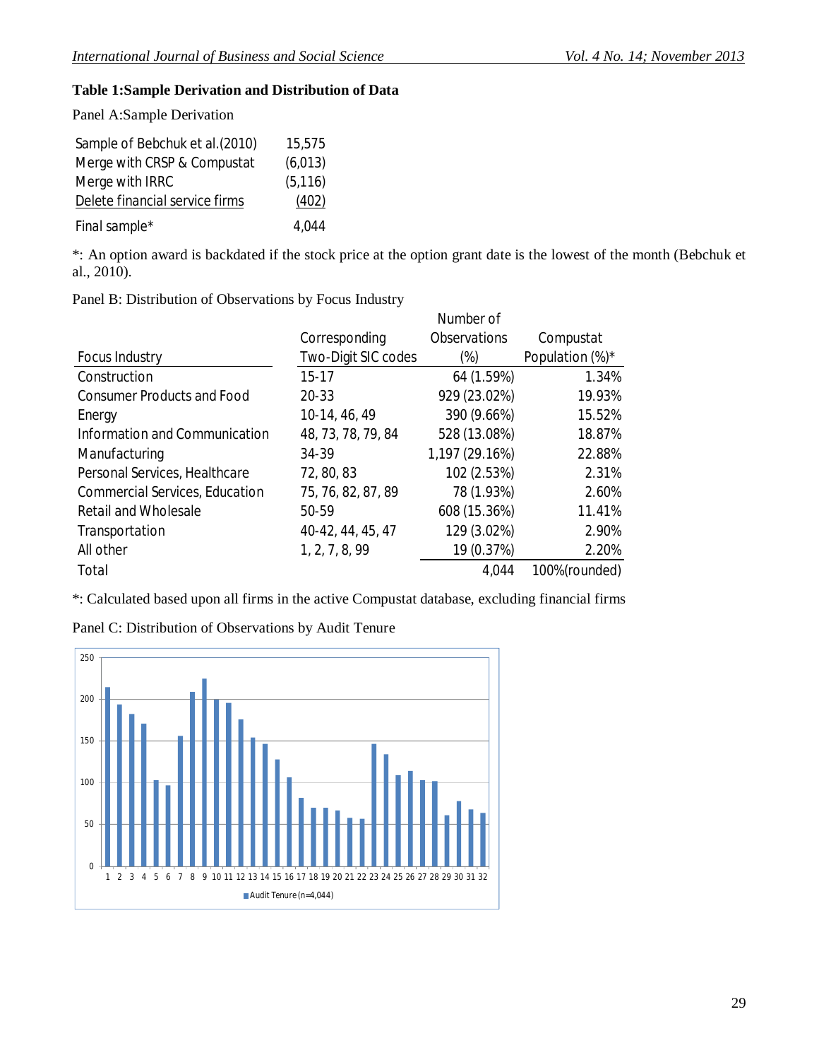**Table 1:Sample Derivation and Distribution of Data**

Panel A:Sample Derivation

| | |
|---|---|
| Sample of Bebchuk et al.(2010) | 15,575 |
| Merge with CRSP & Compustat | (6,013) |
| Merge with IRRC | (5,116) |
| Delete financial service firms | (402) |
| Final sample* | 4,044 |

*: An option award is backdated if the stock price at the option grant date is the lowest of the month (Bebchuk et al., 2010).

Panel B: Distribution of Observations by Focus Industry

| Focus Industry | Corresponding Two-Digit SIC codes | Number of Observations (%) | Compustat Population (%)* |
|---|---|---|---|
| Construction | 15-17 | 64 (1.59%) | 1.34% |
| Consumer Products and Food | 20-33 | 929 (23.02%) | 19.93% |
| Energy | 10-14, 46, 49 | 390 (9.66%) | 15.52% |
| Information and Communication | 48, 73, 78, 79, 84 | 528 (13.08%) | 18.87% |
| Manufacturing | 34-39 | 1,197 (29.16%) | 22.88% |
| Personal Services, Healthcare | 72, 80, 83 | 102 (2.53%) | 2.31% |
| Commercial Services, Education | 75, 76, 82, 87, 89 | 78 (1.93%) | 2.60% |
| Retail and Wholesale | 50-59 | 608 (15.36%) | 11.41% |
| Transportation | 40-42, 44, 45, 47 | 129 (3.02%) | 2.90% |
| All other | 1, 2, 7, 8, 99 | 19 (0.37%) | 2.20% |
| Total | | 4,044 | 100%(rounded) |

*: Calculated based upon all firms in the active Compustat database, excluding financial firms

Panel C: Distribution of Observations by Audit Tenure

Audit Tenure (n=4,044)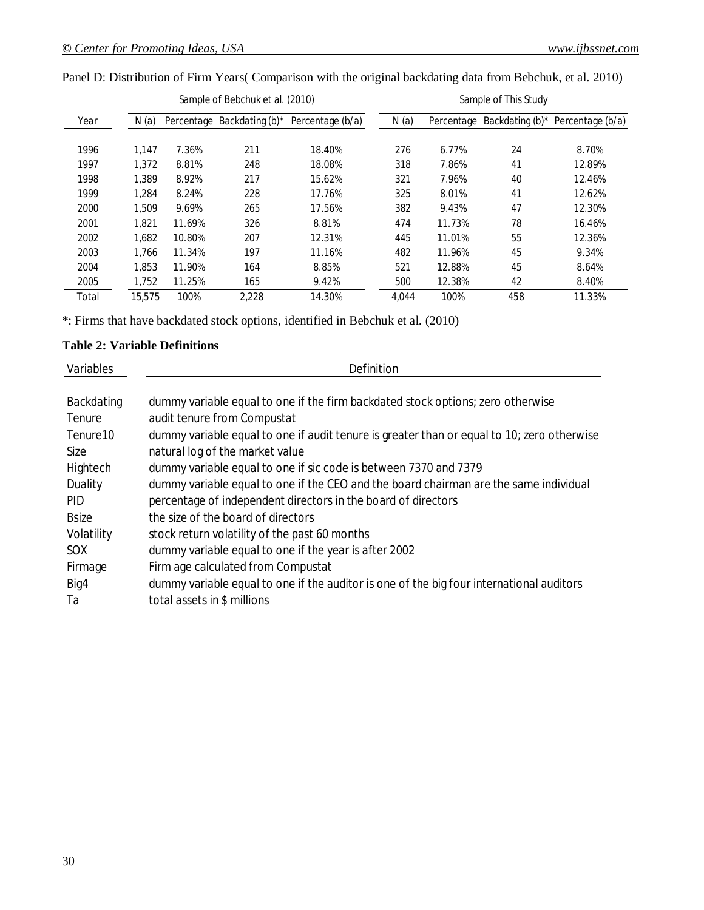Panel D: Distribution of Firm Years( Comparison with the original backdating data from Bebchuk, et al. 2010)

| | Sample of Bebchuk et al. (2010) | | | | Sample of This Study | | | |
|---|---|---|---|---|---|---|---|---|
| Year | N (a) | Percentage | Backdating (b)* | Percentage (b/a) | N (a) | Percentage | Backdating (b)* | Percentage (b/a) |
| 1996 | 1,147 | 7.36% | 211 | 18.40% | 276 | 6.77% | 24 | 8.70% |
| 1997 | 1,372 | 8.81% | 248 | 18.08% | 318 | 7.86% | 41 | 12.89% |
| 1998 | 1,389 | 8.92% | 217 | 15.62% | 321 | 7.96% | 40 | 12.46% |
| 1999 | 1,284 | 8.24% | 228 | 17.76% | 325 | 8.01% | 41 | 12.62% |
| 2000 | 1,509 | 9.69% | 265 | 17.56% | 382 | 9.43% | 47 | 12.30% |
| 2001 | 1,821 | 11.69% | 326 | 8.81% | 474 | 11.73% | 78 | 16.46% |
| 2002 | 1,682 | 10.80% | 207 | 12.31% | 445 | 11.01% | 55 | 12.36% |
| 2003 | 1,766 | 11.34% | 197 | 11.16% | 482 | 11.96% | 45 | 9.34% |
| 2004 | 1,853 | 11.90% | 164 | 8.85% | 521 | 12.88% | 45 | 8.64% |
| 2005 | 1,752 | 11.25% | 165 | 9.42% | 500 | 12.38% | 42 | 8.40% |
| Total | 15,575 | 100% | 2,228 | 14.30% | 4,044 | 100% | 458 | 11.33% |

*: Firms that have backdated stock options, identified in Bebchuk et al. (2010)

**Table 2: Variable Definitions**

| Variables | Definition |
|---|---|
| Backdating | dummy variable equal to one if the firm backdated stock options; zero otherwise |
| Tenure | audit tenure from Compustat |
| Tenure10 | dummy variable equal to one if audit tenure is greater than or equal to 10; zero otherwise |
| Size | natural log of the market value |
| Hightech | dummy variable equal to one if sic code is between 7370 and 7379 |
| Duality | dummy variable equal to one if the CEO and the board chairman are the same individual |
| PID | percentage of independent directors in the board of directors |
| Bsize | the size of the board of directors |
| Volatility | stock return volatility of the past 60 months |
| SOX | dummy variable equal to one if the year is after 2002 |
| Firmage | Firm age calculated from Compustat |
| Big4 | dummy variable equal to one if the auditor is one of the big four international auditors |
| Ta | total assets in $ millions |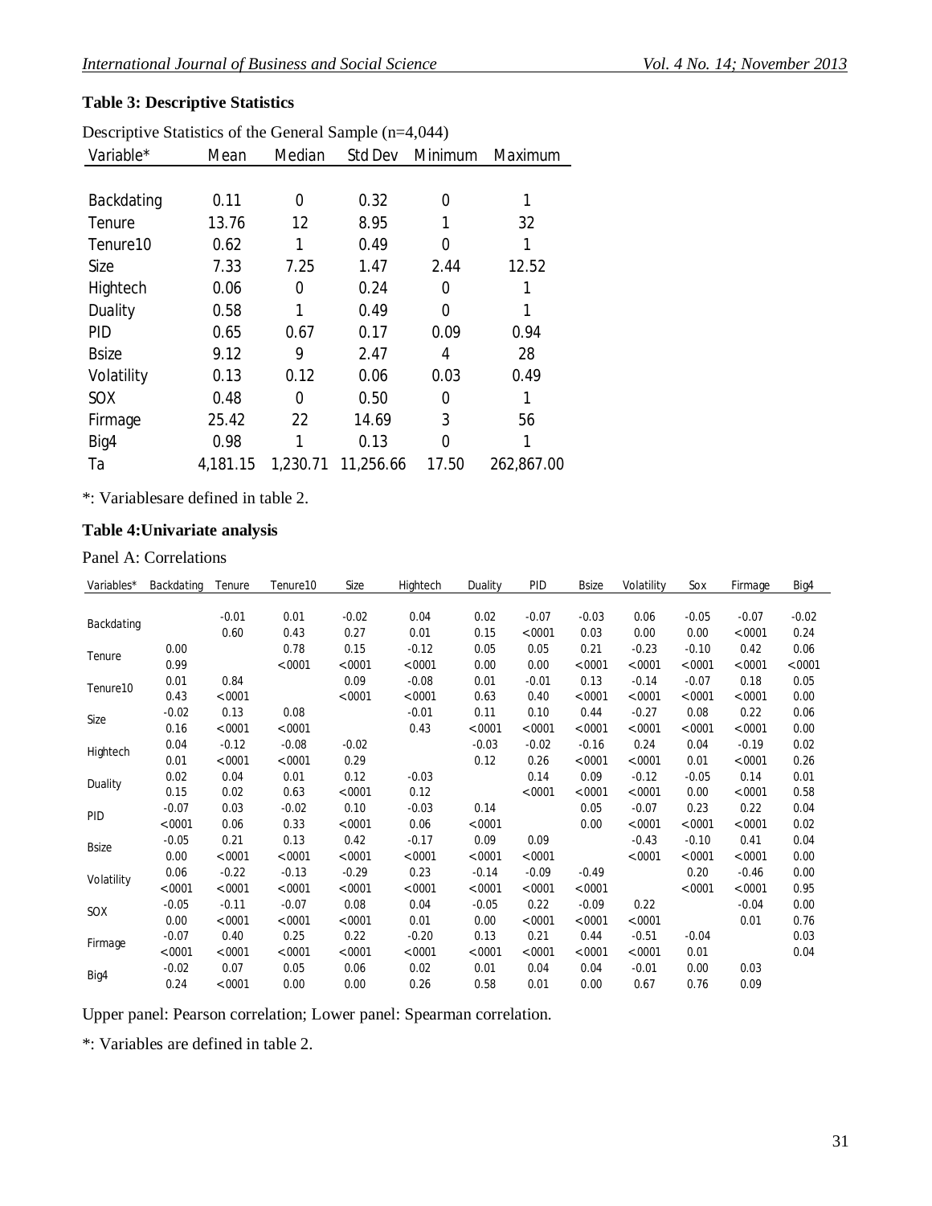**Table 3: Descriptive Statistics**

Descriptive Statistics of the General Sample (n=4,044)

| Variable* | Mean | Median | Std Dev | Minimum | Maximum |
|---|---|---|---|---|---|
| Backdating | 0.11 | 0 | 0.32 | 0 | 1 |
| Tenure | 13.76 | 12 | 8.95 | 1 | 32 |
| Tenure10 | 0.62 | 1 | 0.49 | 0 | 1 |
| Size | 7.33 | 7.25 | 1.47 | 2.44 | 12.52 |
| Hightech | 0.06 | 0 | 0.24 | 0 | 1 |
| Duality | 0.58 | 1 | 0.49 | 0 | 1 |
| PID | 0.65 | 0.67 | 0.17 | 0.09 | 0.94 |
| Bsize | 9.12 | 9 | 2.47 | 4 | 28 |
| Volatility | 0.13 | 0.12 | 0.06 | 0.03 | 0.49 |
| SOX | 0.48 | 0 | 0.50 | 0 | 1 |
| Firmage | 25.42 | 22 | 14.69 | 3 | 56 |
| Big4 | 0.98 | 1 | 0.13 | 0 | 1 |
| Ta | 4,181.15 | 1,230.71 | 11,256.66 | 17.50 | 262,867.00 |

*: Variablesare defined in table 2.

**Table 4:Univariate analysis**

Panel A: Correlations

| Variables* | Backdating | Tenure | Tenure10 | Size | Hightech | Duality | PID | Bsize | Volatility | Sox | Firmage | Big4 |
|---|---|---|---|---|---|---|---|---|---|---|---|---|
| Backdating | | -0.01 | 0.01 | -0.02 | 0.04 | 0.02 | -0.07 | -0.03 | 0.06 | -0.05 | -0.07 | -0.02 |
| | | 0.60 | 0.43 | 0.27 | 0.01 | 0.15 | <0001 | 0.03 | 0.00 | 0.00 | <0001 | 0.24 |
| Tenure | 0.00 | | 0.78 | 0.15 | -0.12 | 0.05 | 0.05 | 0.21 | -0.23 | -0.10 | 0.42 | 0.06 |
| | 0.99 | | <0001 | <0001 | <0001 | 0.00 | 0.00 | <0001 | <0001 | <0001 | <0001 | <0001 |
| Tenure10 | 0.01 | 0.84 | | 0.09 | -0.08 | 0.01 | -0.01 | 0.13 | -0.14 | -0.07 | 0.18 | 0.05 |
| | 0.43 | <0001 | | <0001 | <0001 | 0.63 | 0.40 | <0001 | <0001 | <0001 | <0001 | 0.00 |
| Size | -0.02 | 0.13 | 0.08 | | -0.01 | 0.11 | 0.10 | 0.44 | -0.27 | 0.08 | 0.22 | 0.06 |
| | 0.16 | <0001 | <0001 | | 0.43 | <0001 | <0001 | <0001 | <0001 | <0001 | <0001 | 0.00 |
| Hightech | 0.04 | -0.12 | -0.08 | -0.02 | | -0.03 | -0.02 | -0.16 | 0.24 | 0.04 | -0.19 | 0.02 |
| | 0.01 | <0001 | <0001 | 0.29 | | 0.12 | 0.26 | <0001 | <0001 | 0.01 | <0001 | 0.26 |
| Duality | 0.02 | 0.04 | 0.01 | 0.12 | -0.03 | | 0.14 | 0.09 | -0.12 | -0.05 | 0.14 | 0.01 |
| | 0.15 | 0.02 | 0.63 | <0001 | 0.12 | | <0001 | <0001 | <0001 | 0.00 | <0001 | 0.58 |
| PID | -0.07 | 0.03 | -0.02 | 0.10 | -0.03 | 0.14 | | 0.05 | -0.07 | 0.23 | 0.22 | 0.04 |
| | <0001 | 0.06 | 0.33 | <0001 | 0.06 | <0001 | | 0.00 | <0001 | <0001 | <0001 | 0.02 |
| Bsize | -0.05 | 0.21 | 0.13 | 0.42 | -0.17 | 0.09 | 0.09 | | -0.43 | -0.10 | 0.41 | 0.04 |
| | 0.00 | <0001 | <0001 | <0001 | <0001 | <0001 | <0001 | | <0001 | <0001 | <0001 | 0.00 |
| Volatility | 0.06 | -0.22 | -0.13 | -0.29 | 0.23 | -0.14 | -0.09 | -0.49 | | 0.20 | -0.46 | 0.00 |
| | <0001 | <0001 | <0001 | <0001 | <0001 | <0001 | <0001 | <0001 | | <0001 | <0001 | 0.95 |
| SOX | -0.05 | -0.11 | -0.07 | 0.08 | 0.04 | -0.05 | 0.22 | -0.09 | 0.22 | | -0.04 | 0.00 |
| | 0.00 | <0001 | <0001 | <0001 | 0.01 | 0.00 | <0001 | <0001 | <0001 | | 0.01 | 0.76 |
| Firmage | -0.07 | 0.40 | 0.25 | 0.22 | -0.20 | 0.13 | 0.21 | 0.44 | -0.51 | -0.04 | | 0.03 |
| | <0001 | <0001 | <0001 | <0001 | <0001 | <0001 | <0001 | <0001 | <0001 | 0.01 | | 0.04 |
| Big4 | -0.02 | 0.07 | 0.05 | 0.06 | 0.02 | 0.01 | 0.04 | 0.04 | -0.01 | 0.00 | 0.03 | |
| | 0.24 | <0001 | 0.00 | 0.00 | 0.26 | 0.58 | 0.01 | 0.00 | 0.67 | 0.76 | 0.09 | |

Upper panel: Pearson correlation; Lower panel: Spearman correlation.

*: Variables are defined in table 2.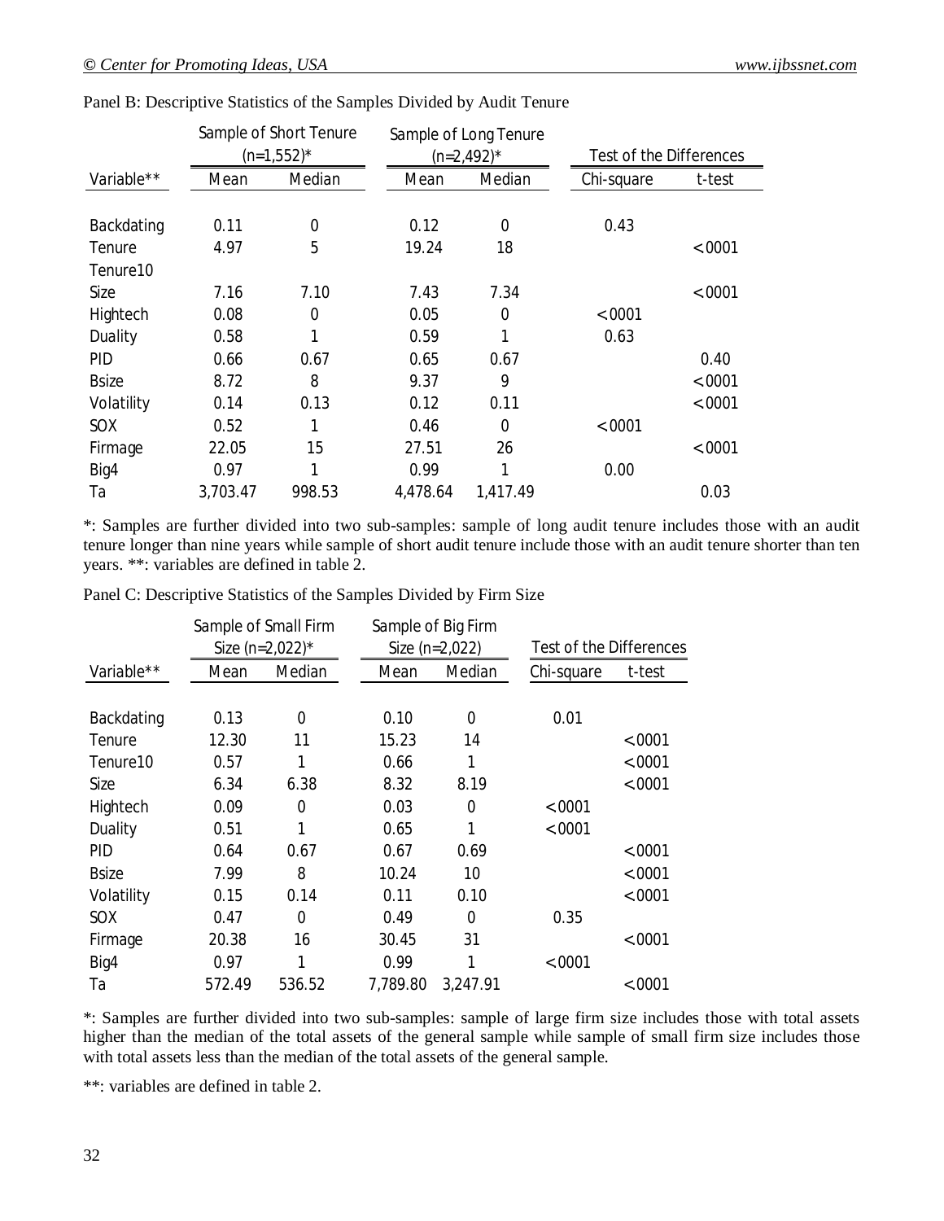Panel B: Descriptive Statistics of the Samples Divided by Audit Tenure

| | Sample of Short Tenure (n=1,552)* | | Sample of Long Tenure (n=2,492)* | | Test of the Differences | |
|---|---|---|---|---|---|---|
| Variable** | Mean | Median | Mean | Median | Chi-square | t-test |
| Backdating | 0.11 | 0 | 0.12 | 0 | 0.43 | |
| Tenure | 4.97 | 5 | 19.24 | 18 | | <.0001 |
| Tenure10 | | | | | | |
| Size | 7.16 | 7.10 | 7.43 | 7.34 | | <.0001 |
| Hightech | 0.08 | 0 | 0.05 | 0 | <.0001 | |
| Duality | 0.58 | 1 | 0.59 | 1 | 0.63 | |
| PID | 0.66 | 0.67 | 0.65 | 0.67 | | 0.40 |
| Bsize | 8.72 | 8 | 9.37 | 9 | | <.0001 |
| Volatility | 0.14 | 0.13 | 0.12 | 0.11 | | <.0001 |
| SOX | 0.52 | 1 | 0.46 | 0 | <.0001 | |
| Firmage | 22.05 | 15 | 27.51 | 26 | | <.0001 |
| Big4 | 0.97 | 1 | 0.99 | 1 | 0.00 | |
| Ta | 3,703.47 | 998.53 | 4,478.64 | 1,417.49 | | 0.03 |

*: Samples are further divided into two sub-samples: sample of long audit tenure includes those with an audit tenure longer than nine years while sample of short audit tenure include those with an audit tenure shorter than ten years. **: variables are defined in table 2.

Panel C: Descriptive Statistics of the Samples Divided by Firm Size

| | Sample of Small Firm Size (n=2,022)* | | Sample of Big Firm Size (n=2,022) | | Test of the Differences | |
|---|---|---|---|---|---|---|
| Variable** | Mean | Median | Mean | Median | Chi-square | t-test |
| Backdating | 0.13 | 0 | 0.10 | 0 | 0.01 | |
| Tenure | 12.30 | 11 | 15.23 | 14 | | <.0001 |
| Tenure10 | 0.57 | 1 | 0.66 | 1 | | <.0001 |
| Size | 6.34 | 6.38 | 8.32 | 8.19 | | <.0001 |
| Hightech | 0.09 | 0 | 0.03 | 0 | <.0001 | |
| Duality | 0.51 | 1 | 0.65 | 1 | <.0001 | |
| PID | 0.64 | 0.67 | 0.67 | 0.69 | | <.0001 |
| Bsize | 7.99 | 8 | 10.24 | 10 | | <.0001 |
| Volatility | 0.15 | 0.14 | 0.11 | 0.10 | | <.0001 |
| SOX | 0.47 | 0 | 0.49 | 0 | 0.35 | |
| Firmage | 20.38 | 16 | 30.45 | 31 | | <.0001 |
| Big4 | 0.97 | 1 | 0.99 | 1 | <.0001 | |
| Ta | 572.49 | 536.52 | 7,789.80 | 3,247.91 | | <.0001 |

*: Samples are further divided into two sub-samples: sample of large firm size includes those with total assets higher than the median of the total assets of the general sample while sample of small firm size includes those with total assets less than the median of the total assets of the general sample.

**: variables are defined in table 2.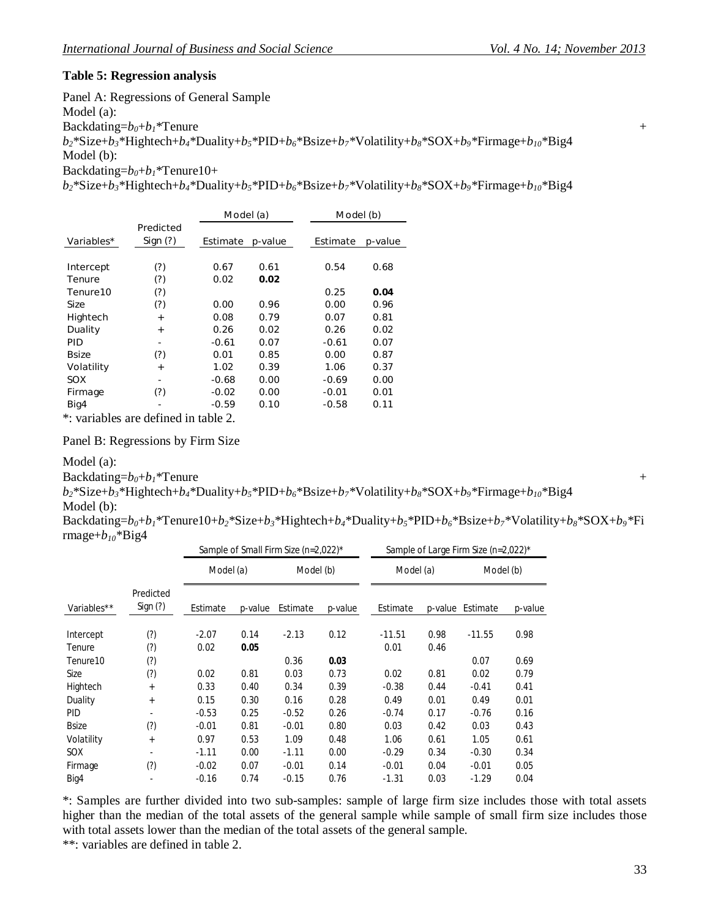**Table 5: Regression analysis**

Panel A: Regressions of General Sample

Model (a):

Backdating=$b_0$+$b_1$*Tenure + $b_2$*Size+$b_3$*Hightech+$b_4$*Duality+$b_5$*PID+$b_6$*Bsize+$b_7$*Volatility+$b_8$*SOX+$b_9$*Firmage+$b_{10}$*Big4

Model (b):

Backdating=$b_0$+$b_1$*Tenure10+ $b_2$*Size+$b_3$*Hightech+$b_4$*Duality+$b_5$*PID+$b_6$*Bsize+$b_7$*Volatility+$b_8$*SOX+$b_9$*Firmage+$b_{10}$*Big4

| | | Model (a) | | Model (b) | |
|---|---|---|---|---|---|
| Variables* | Predicted Sign (?) | Estimate | p-value | Estimate | p-value |
| Intercept | (?) | 0.67 | 0.61 | 0.54 | 0.68 |
| Tenure | (?) | 0.02 | **0.02** | | |
| Tenure10 | (?) | | | 0.25 | **0.04** |
| Size | (?) | 0.00 | 0.96 | 0.00 | 0.96 |
| Hightech | + | 0.08 | 0.79 | 0.07 | 0.81 |
| Duality | + | 0.26 | 0.02 | 0.26 | 0.02 |
| PID | - | -0.61 | 0.07 | -0.61 | 0.07 |
| Bsize | (?) | 0.01 | 0.85 | 0.00 | 0.87 |
| Volatility | + | 1.02 | 0.39 | 1.06 | 0.37 |
| SOX | - | -0.68 | 0.00 | -0.69 | 0.00 |
| Firmage | (?) | -0.02 | 0.00 | -0.01 | 0.01 |
| Big4 | - | -0.59 | 0.10 | -0.58 | 0.11 |

*: variables are defined in table 2.

Panel B: Regressions by Firm Size

Model (a):

Backdating=$b_0$+$b_1$*Tenure + $b_2$*Size+$b_3$*Hightech+$b_4$*Duality+$b_5$*PID+$b_6$*Bsize+$b_7$*Volatility+$b_8$*SOX+$b_9$*Firmage+$b_{10}$*Big4

Model (b):

Backdating=$b_0$+$b_1$*Tenure10+$b_2$*Size+$b_3$*Hightech+$b_4$*Duality+$b_5$*PID+$b_6$*Bsize+$b_7$*Volatility+$b_8$*SOX+$b_9$*Firmage+$b_{10}$*Big4

| | | Sample of Small Firm Size (n=2,022)* | | | | Sample of Large Firm Size (n=2,022)* | | | |
|---|---|---|---|---|---|---|---|---|---|
| | | Model (a) | | Model (b) | | Model (a) | | Model (b) | |
| Variables** | Predicted Sign (?) | Estimate | p-value | Estimate | p-value | Estimate | p-value | Estimate | p-value |
| Intercept | (?) | -2.07 | 0.14 | -2.13 | 0.12 | -11.51 | 0.98 | -11.55 | 0.98 |
| Tenure | (?) | 0.02 | **0.05** | | | 0.01 | 0.46 | | |
| Tenure10 | (?) | | | 0.36 | **0.03** | | | 0.07 | 0.69 |
| Size | (?) | 0.02 | 0.81 | 0.03 | 0.73 | 0.02 | 0.81 | 0.02 | 0.79 |
| Hightech | + | 0.33 | 0.40 | 0.34 | 0.39 | -0.38 | 0.44 | -0.41 | 0.41 |
| Duality | + | 0.15 | 0.30 | 0.16 | 0.28 | 0.49 | 0.01 | 0.49 | 0.01 |
| PID | - | -0.53 | 0.25 | -0.52 | 0.26 | -0.74 | 0.17 | -0.76 | 0.16 |
| Bsize | (?) | -0.01 | 0.81 | -0.01 | 0.80 | 0.03 | 0.42 | 0.03 | 0.43 |
| Volatility | + | 0.97 | 0.53 | 1.09 | 0.48 | 1.06 | 0.61 | 1.05 | 0.61 |
| SOX | - | -1.11 | 0.00 | -1.11 | 0.00 | -0.29 | 0.34 | -0.30 | 0.34 |
| Firmage | (?) | -0.02 | 0.07 | -0.01 | 0.14 | -0.01 | 0.04 | -0.01 | 0.05 |
| Big4 | - | -0.16 | 0.74 | -0.15 | 0.76 | -1.31 | 0.03 | -1.29 | 0.04 |

*: Samples are further divided into two sub-samples: sample of large firm size includes those with total assets higher than the median of the total assets of the general sample while sample of small firm size includes those with total assets lower than the median of the total assets of the general sample.

**: variables are defined in table 2.